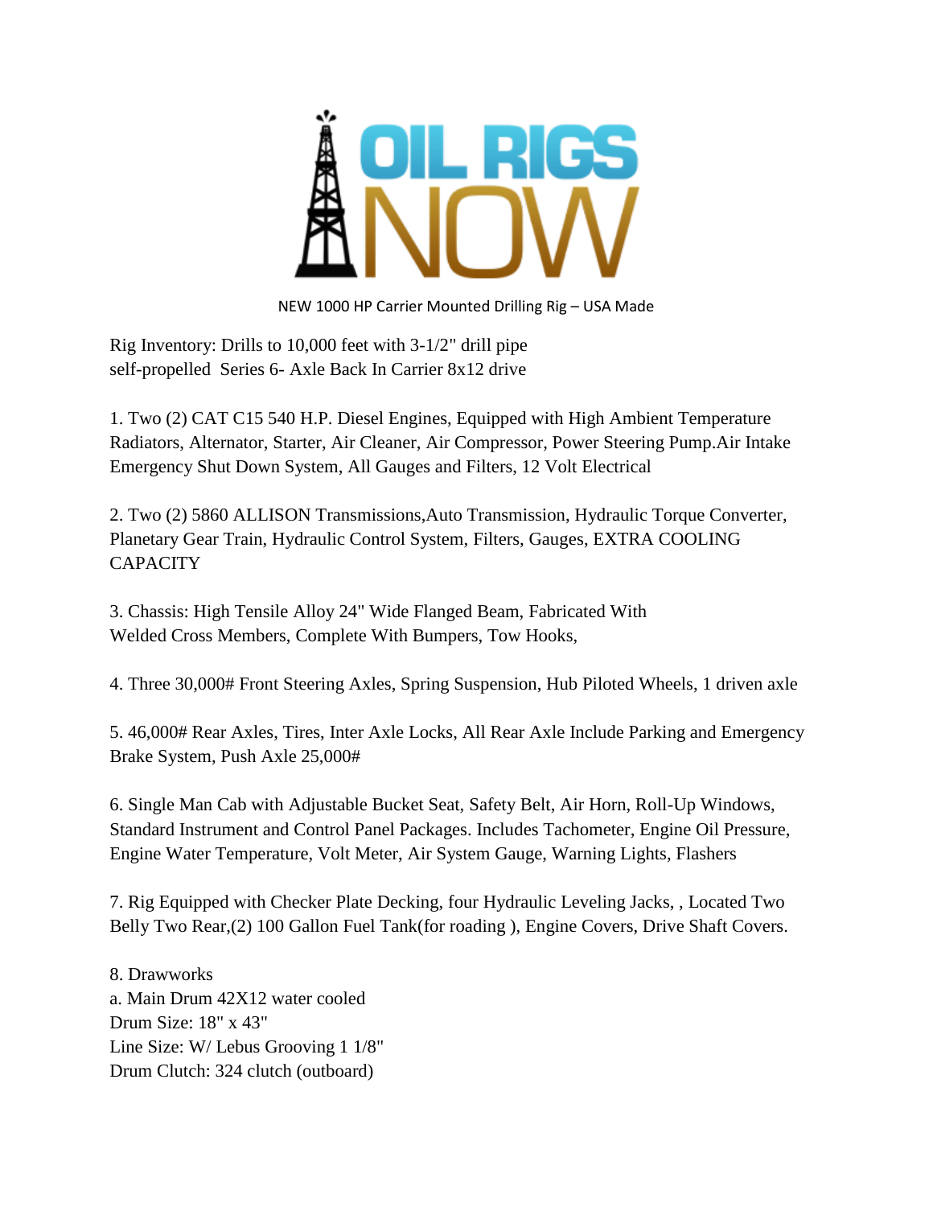# OIL RIGS NOW

NEW 1000 HP Carrier Mounted Drilling Rig – USA Made

Rig Inventory: Drills to 10,000 feet with 3-1/2" drill pipe
self-propelled Series 6- Axle Back In Carrier 8x12 drive

1. Two (2) CAT C15 540 H.P. Diesel Engines, Equipped with High Ambient Temperature Radiators, Alternator, Starter, Air Cleaner, Air Compressor, Power Steering Pump.Air Intake Emergency Shut Down System, All Gauges and Filters, 12 Volt Electrical

2. Two (2) 5860 ALLISON Transmissions,Auto Transmission, Hydraulic Torque Converter, Planetary Gear Train, Hydraulic Control System, Filters, Gauges, EXTRA COOLING CAPACITY

3. Chassis: High Tensile Alloy 24" Wide Flanged Beam, Fabricated With Welded Cross Members, Complete With Bumpers, Tow Hooks,

4. Three 30,000# Front Steering Axles, Spring Suspension, Hub Piloted Wheels, 1 driven axle

5. 46,000# Rear Axles, Tires, Inter Axle Locks, All Rear Axle Include Parking and Emergency Brake System, Push Axle 25,000#

6. Single Man Cab with Adjustable Bucket Seat, Safety Belt, Air Horn, Roll-Up Windows, Standard Instrument and Control Panel Packages. Includes Tachometer, Engine Oil Pressure, Engine Water Temperature, Volt Meter, Air System Gauge, Warning Lights, Flashers

7. Rig Equipped with Checker Plate Decking, four Hydraulic Leveling Jacks, , Located Two Belly Two Rear,(2) 100 Gallon Fuel Tank(for roading ), Engine Covers, Drive Shaft Covers.

8. Drawworks
a. Main Drum 42X12 water cooled
Drum Size: 18" x 43"
Line Size: W/ Lebus Grooving 1 1/8"
Drum Clutch: 324 clutch (outboard)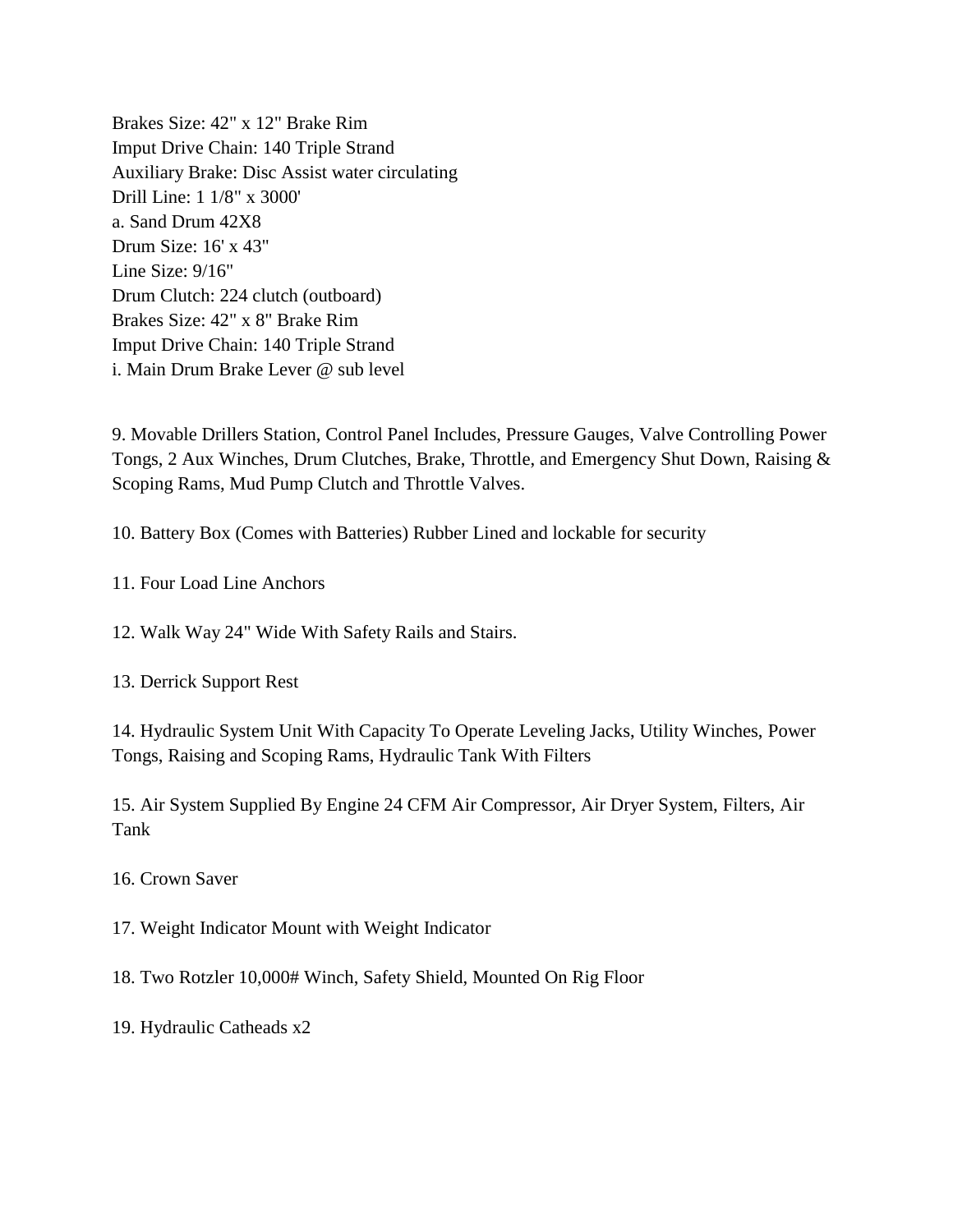Brakes Size: 42" x 12" Brake Rim  
Imput Drive Chain: 140 Triple Strand  
Auxiliary Brake: Disc Assist water circulating  
Drill Line: 1 1/8" x 3000'  
a. Sand Drum 42X8  
Drum Size: 16' x 43"  
Line Size: 9/16"  
Drum Clutch: 224 clutch (outboard)  
Brakes Size: 42" x 8" Brake Rim  
Imput Drive Chain: 140 Triple Strand  
i. Main Drum Brake Lever @ sub level

9. Movable Drillers Station, Control Panel Includes, Pressure Gauges, Valve Controlling Power Tongs, 2 Aux Winches, Drum Clutches, Brake, Throttle, and Emergency Shut Down, Raising & Scoping Rams, Mud Pump Clutch and Throttle Valves.

10. Battery Box (Comes with Batteries) Rubber Lined and lockable for security

11. Four Load Line Anchors

12. Walk Way 24" Wide With Safety Rails and Stairs.

13. Derrick Support Rest

14. Hydraulic System Unit With Capacity To Operate Leveling Jacks, Utility Winches, Power Tongs, Raising and Scoping Rams, Hydraulic Tank With Filters

15. Air System Supplied By Engine 24 CFM Air Compressor, Air Dryer System, Filters, Air Tank

16. Crown Saver

17. Weight Indicator Mount with Weight Indicator

18. Two Rotzler 10,000# Winch, Safety Shield, Mounted On Rig Floor

19. Hydraulic Catheads x2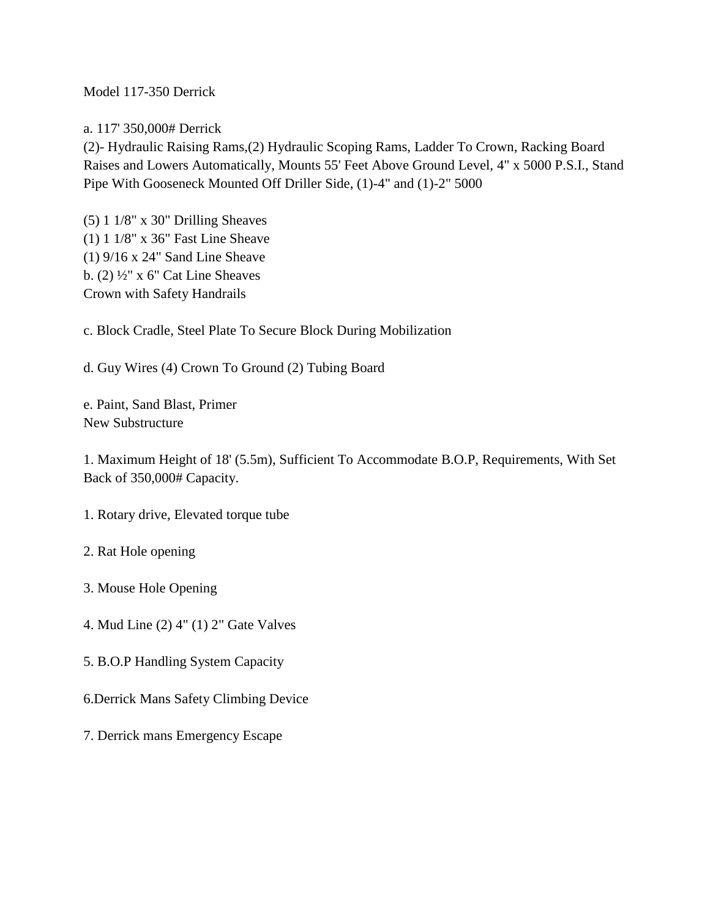Model 117-350 Derrick

a. 117' 350,000# Derrick
(2)- Hydraulic Raising Rams,(2) Hydraulic Scoping Rams, Ladder To Crown, Racking Board Raises and Lowers Automatically, Mounts 55' Feet Above Ground Level, 4" x 5000 P.S.I., Stand Pipe With Gooseneck Mounted Off Driller Side, (1)-4" and (1)-2" 5000

(5) 1 1/8" x 30" Drilling Sheaves
(1) 1 1/8" x 36" Fast Line Sheave
(1) 9/16 x 24" Sand Line Sheave
b. (2) ½" x 6" Cat Line Sheaves
Crown with Safety Handrails

c. Block Cradle, Steel Plate To Secure Block During Mobilization

d. Guy Wires (4) Crown To Ground (2) Tubing Board

e. Paint, Sand Blast, Primer
New Substructure

1. Maximum Height of 18' (5.5m), Sufficient To Accommodate B.O.P, Requirements, With Set Back of 350,000# Capacity.

1. Rotary drive, Elevated torque tube

2. Rat Hole opening

3. Mouse Hole Opening

4. Mud Line (2) 4" (1) 2" Gate Valves

5. B.O.P Handling System Capacity

6.Derrick Mans Safety Climbing Device

7. Derrick mans Emergency Escape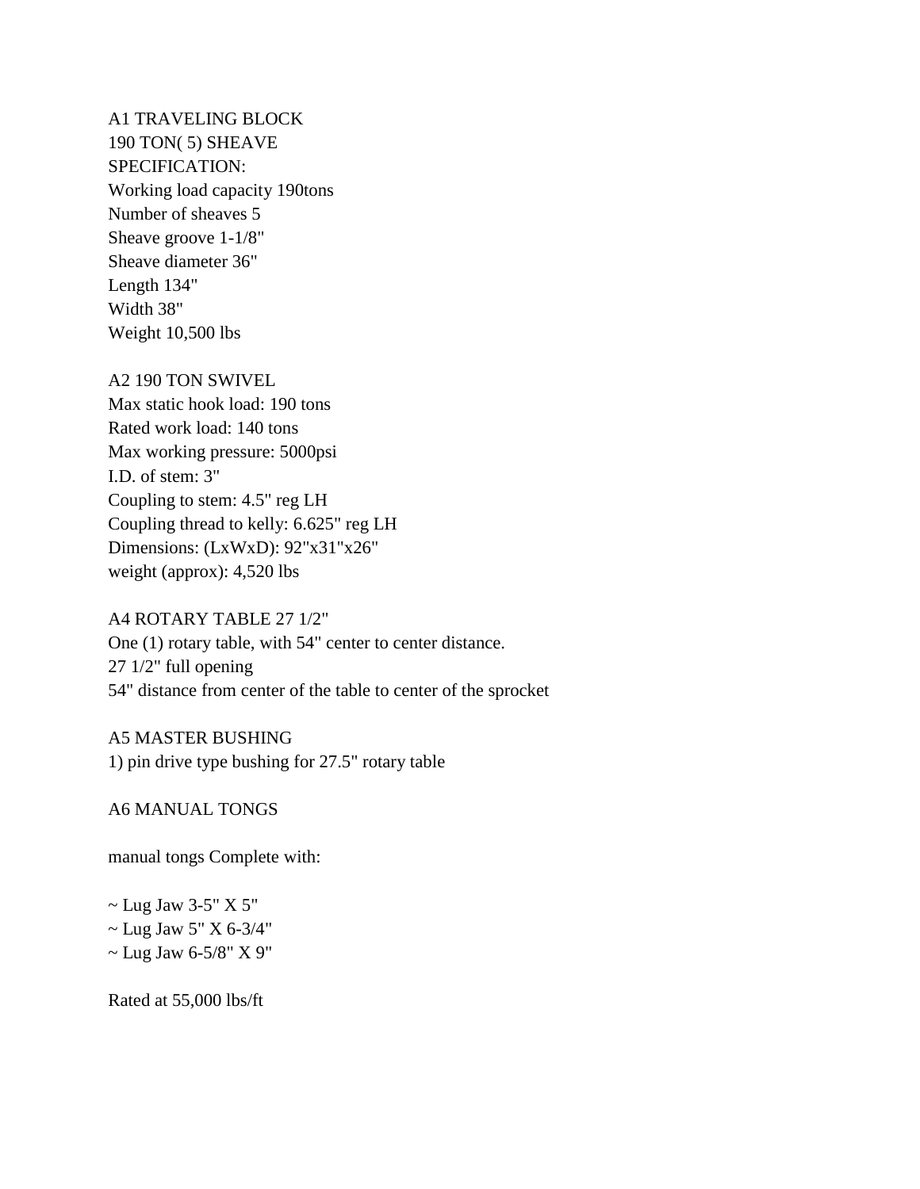A1 TRAVELING BLOCK
190 TON( 5) SHEAVE
SPECIFICATION:
Working load capacity 190tons
Number of sheaves 5
Sheave groove 1-1/8"
Sheave diameter 36"
Length 134"
Width 38"
Weight 10,500 lbs

A2 190 TON SWIVEL
Max static hook load: 190 tons
Rated work load: 140 tons
Max working pressure: 5000psi
I.D. of stem: 3"
Coupling to stem: 4.5" reg LH
Coupling thread to kelly: 6.625" reg LH
Dimensions: (LxWxD): 92"x31"x26"
weight (approx): 4,520 lbs

A4 ROTARY TABLE 27 1/2"
One (1) rotary table, with 54" center to center distance.
27 1/2" full opening
54" distance from center of the table to center of the sprocket

A5 MASTER BUSHING
1) pin drive type bushing for 27.5" rotary table

A6 MANUAL TONGS

manual tongs Complete with:

~ Lug Jaw 3-5" X 5"
~ Lug Jaw 5" X 6-3/4"
~ Lug Jaw 6-5/8" X 9"

Rated at 55,000 lbs/ft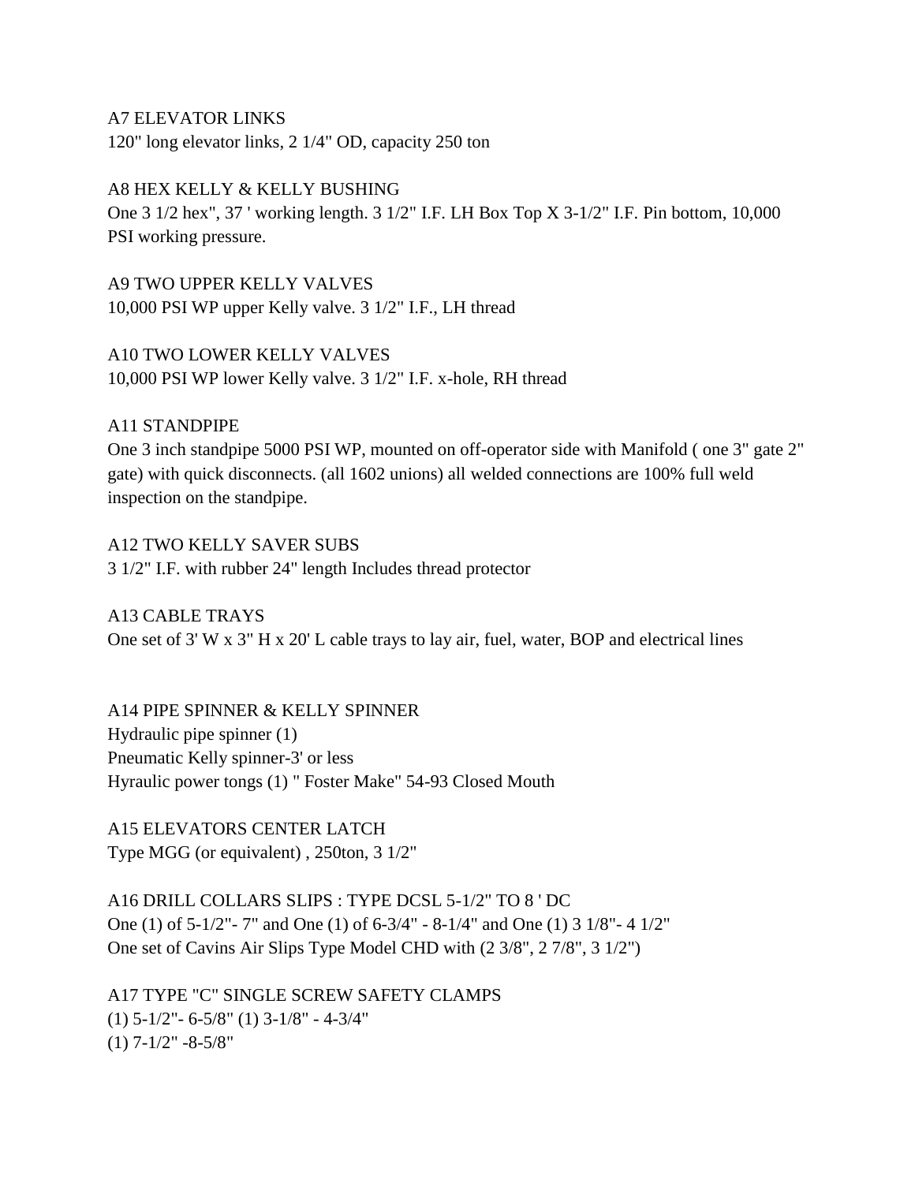A7 ELEVATOR LINKS
120" long elevator links, 2 1/4" OD, capacity 250 ton

A8 HEX KELLY & KELLY BUSHING
One 3 1/2 hex", 37 ' working length. 3 1/2" I.F. LH Box Top X 3-1/2" I.F. Pin bottom, 10,000 PSI working pressure.

A9 TWO UPPER KELLY VALVES
10,000 PSI WP upper Kelly valve. 3 1/2" I.F., LH thread

A10 TWO LOWER KELLY VALVES
10,000 PSI WP lower Kelly valve. 3 1/2" I.F. x-hole, RH thread

A11 STANDPIPE
One 3 inch standpipe 5000 PSI WP, mounted on off-operator side with Manifold ( one 3" gate 2" gate) with quick disconnects. (all 1602 unions) all welded connections are 100% full weld inspection on the standpipe.

A12 TWO KELLY SAVER SUBS
3 1/2" I.F. with rubber 24" length Includes thread protector

A13 CABLE TRAYS
One set of 3' W x 3" H x 20' L cable trays to lay air, fuel, water, BOP and electrical lines

A14 PIPE SPINNER & KELLY SPINNER
Hydraulic pipe spinner (1)
Pneumatic Kelly spinner-3' or less
Hyraulic power tongs (1) " Foster Make" 54-93 Closed Mouth

A15 ELEVATORS CENTER LATCH
Type MGG (or equivalent) , 250ton, 3 1/2"

A16 DRILL COLLARS SLIPS : TYPE DCSL 5-1/2" TO 8 ' DC
One (1) of 5-1/2"- 7" and One (1) of 6-3/4" - 8-1/4" and One (1) 3 1/8"- 4 1/2"
One set of Cavins Air Slips Type Model CHD with (2 3/8", 2 7/8", 3 1/2")

A17 TYPE "C" SINGLE SCREW SAFETY CLAMPS
(1) 5-1/2"- 6-5/8" (1) 3-1/8" - 4-3/4"
(1) 7-1/2" -8-5/8"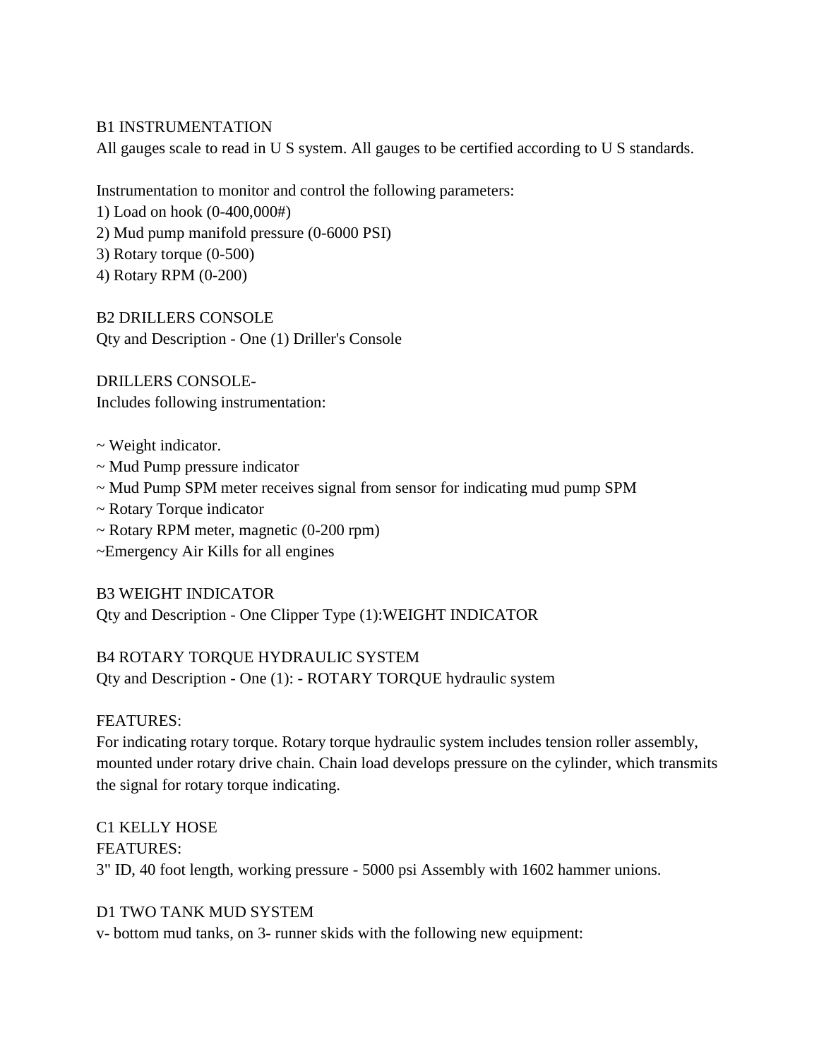B1 INSTRUMENTATION

All gauges scale to read in U S system. All gauges to be certified according to U S standards.

Instrumentation to monitor and control the following parameters:

1) Load on hook (0-400,000#)
2) Mud pump manifold pressure (0-6000 PSI)
3) Rotary torque (0-500)
4) Rotary RPM (0-200)

B2 DRILLERS CONSOLE

Qty and Description - One (1) Driller's Console

DRILLERS CONSOLE-

Includes following instrumentation:

~ Weight indicator.  
~ Mud Pump pressure indicator  
~ Mud Pump SPM meter receives signal from sensor for indicating mud pump SPM  
~ Rotary Torque indicator  
~ Rotary RPM meter, magnetic (0-200 rpm)  
~Emergency Air Kills for all engines

B3 WEIGHT INDICATOR

Qty and Description - One Clipper Type (1):WEIGHT INDICATOR

B4 ROTARY TORQUE HYDRAULIC SYSTEM

Qty and Description - One (1): - ROTARY TORQUE hydraulic system

FEATURES:

For indicating rotary torque. Rotary torque hydraulic system includes tension roller assembly, mounted under rotary drive chain. Chain load develops pressure on the cylinder, which transmits the signal for rotary torque indicating.

C1 KELLY HOSE

FEATURES:

3" ID, 40 foot length, working pressure - 5000 psi Assembly with 1602 hammer unions.

D1 TWO TANK MUD SYSTEM

v- bottom mud tanks, on 3- runner skids with the following new equipment: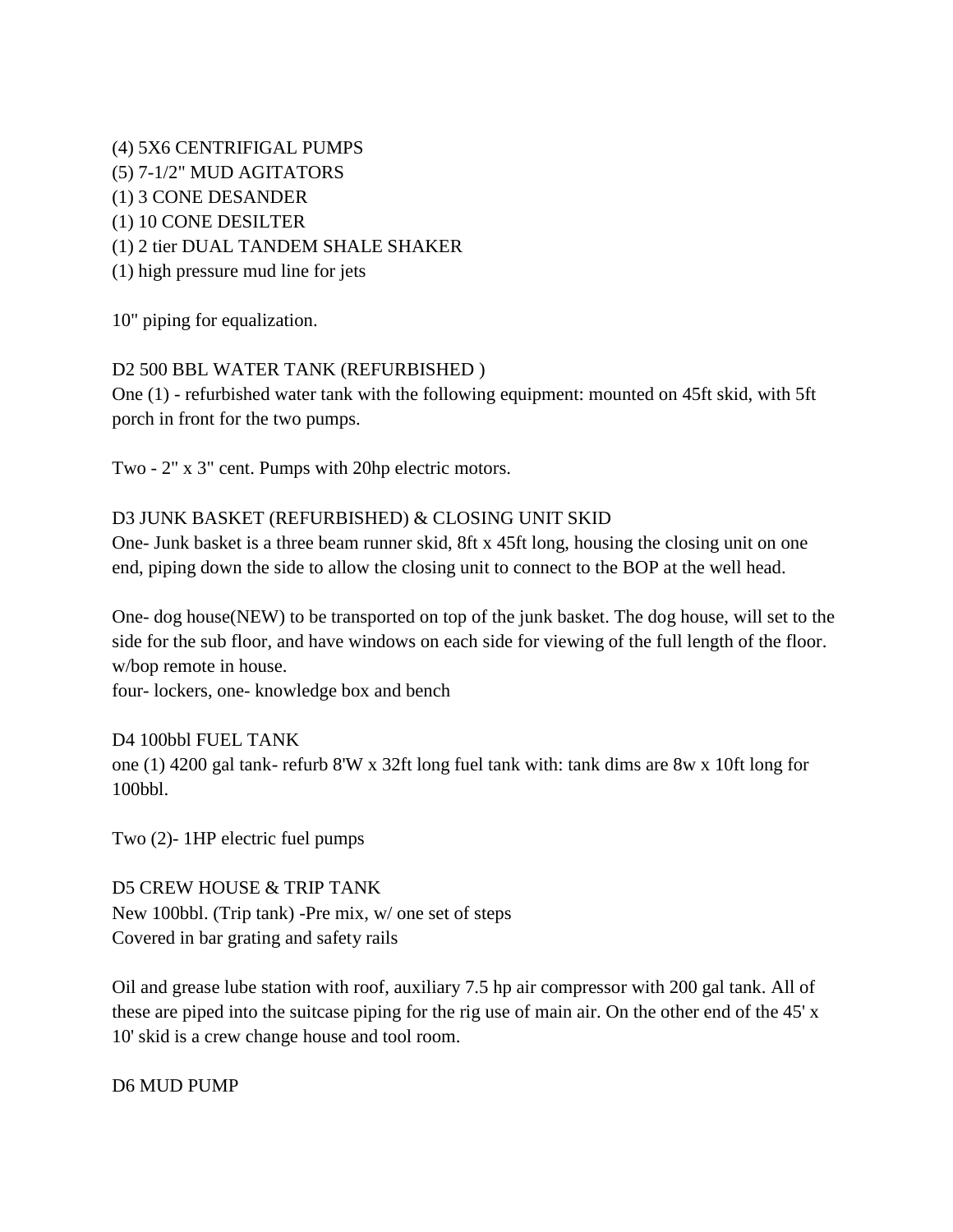(4) 5X6 CENTRIFIGAL PUMPS
(5) 7-1/2" MUD AGITATORS
(1) 3 CONE DESANDER
(1) 10 CONE DESILTER
(1) 2 tier DUAL TANDEM SHALE SHAKER
(1) high pressure mud line for jets

10" piping for equalization.

D2 500 BBL WATER TANK (REFURBISHED )
One (1) - refurbished water tank with the following equipment: mounted on 45ft skid, with 5ft porch in front for the two pumps.

Two - 2" x 3" cent. Pumps with 20hp electric motors.

D3 JUNK BASKET (REFURBISHED) & CLOSING UNIT SKID
One- Junk basket is a three beam runner skid, 8ft x 45ft long, housing the closing unit on one end, piping down the side to allow the closing unit to connect to the BOP at the well head.

One- dog house(NEW) to be transported on top of the junk basket. The dog house, will set to the side for the sub floor, and have windows on each side for viewing of the full length of the floor. w/bop remote in house.
four- lockers, one- knowledge box and bench

D4 100bbl FUEL TANK
one (1) 4200 gal tank- refurb 8'W x 32ft long fuel tank with: tank dims are 8w x 10ft long for 100bbl.

Two (2)- 1HP electric fuel pumps

D5 CREW HOUSE & TRIP TANK
New 100bbl. (Trip tank) -Pre mix, w/ one set of steps
Covered in bar grating and safety rails

Oil and grease lube station with roof, auxiliary 7.5 hp air compressor with 200 gal tank. All of these are piped into the suitcase piping for the rig use of main air. On the other end of the 45' x 10' skid is a crew change house and tool room.

D6 MUD PUMP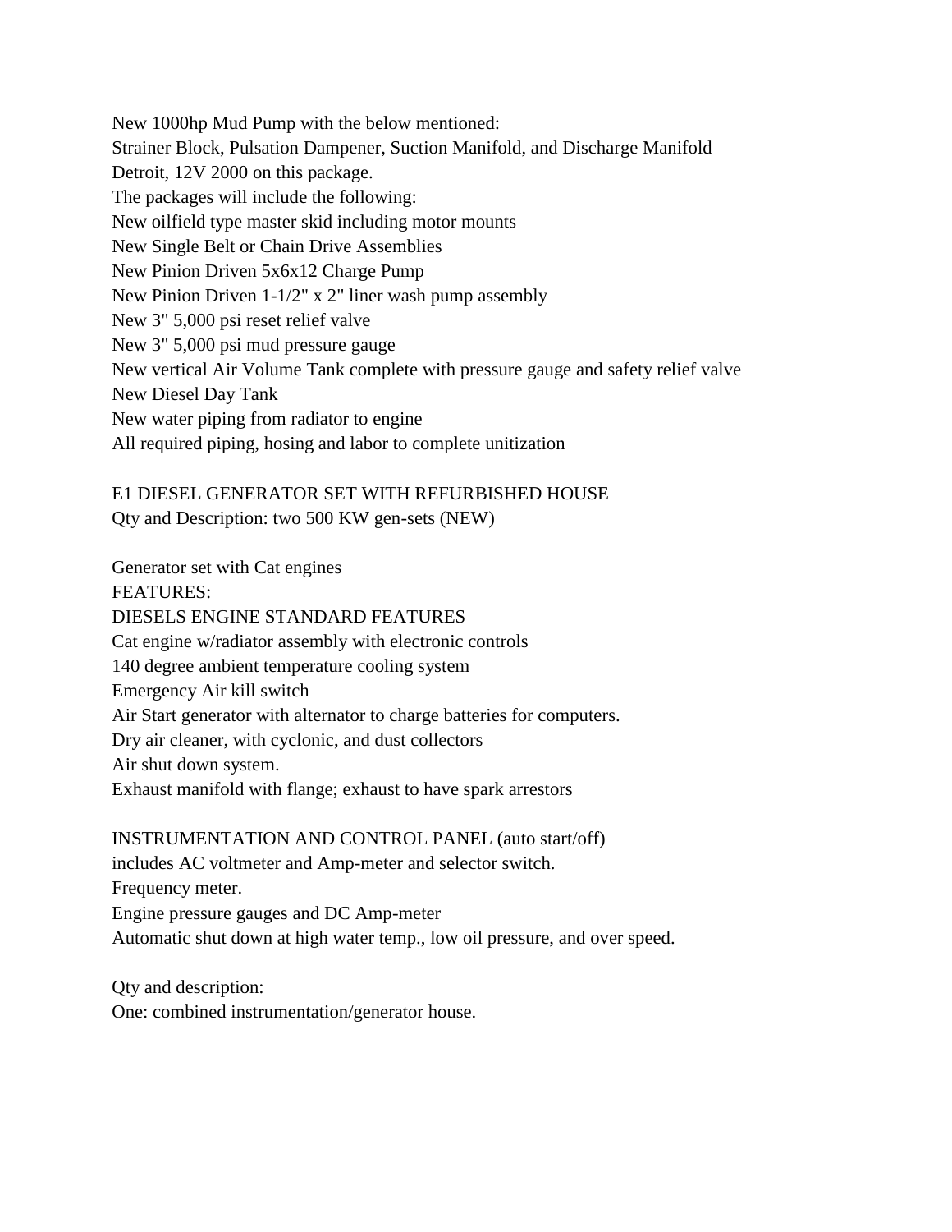New 1000hp Mud Pump with the below mentioned:
Strainer Block, Pulsation Dampener, Suction Manifold, and Discharge Manifold
Detroit, 12V 2000 on this package.
The packages will include the following:
New oilfield type master skid including motor mounts
New Single Belt or Chain Drive Assemblies
New Pinion Driven 5x6x12 Charge Pump
New Pinion Driven 1-1/2" x 2" liner wash pump assembly
New 3" 5,000 psi reset relief valve
New 3" 5,000 psi mud pressure gauge
New vertical Air Volume Tank complete with pressure gauge and safety relief valve
New Diesel Day Tank
New water piping from radiator to engine
All required piping, hosing and labor to complete unitization

E1 DIESEL GENERATOR SET WITH REFURBISHED HOUSE
Qty and Description: two 500 KW gen-sets (NEW)

Generator set with Cat engines
FEATURES:
DIESELS ENGINE STANDARD FEATURES
Cat engine w/radiator assembly with electronic controls
140 degree ambient temperature cooling system
Emergency Air kill switch
Air Start generator with alternator to charge batteries for computers.
Dry air cleaner, with cyclonic, and dust collectors
Air shut down system.
Exhaust manifold with flange; exhaust to have spark arrestors

INSTRUMENTATION AND CONTROL PANEL (auto start/off)
includes AC voltmeter and Amp-meter and selector switch.
Frequency meter.
Engine pressure gauges and DC Amp-meter
Automatic shut down at high water temp., low oil pressure, and over speed.

Qty and description:
One: combined instrumentation/generator house.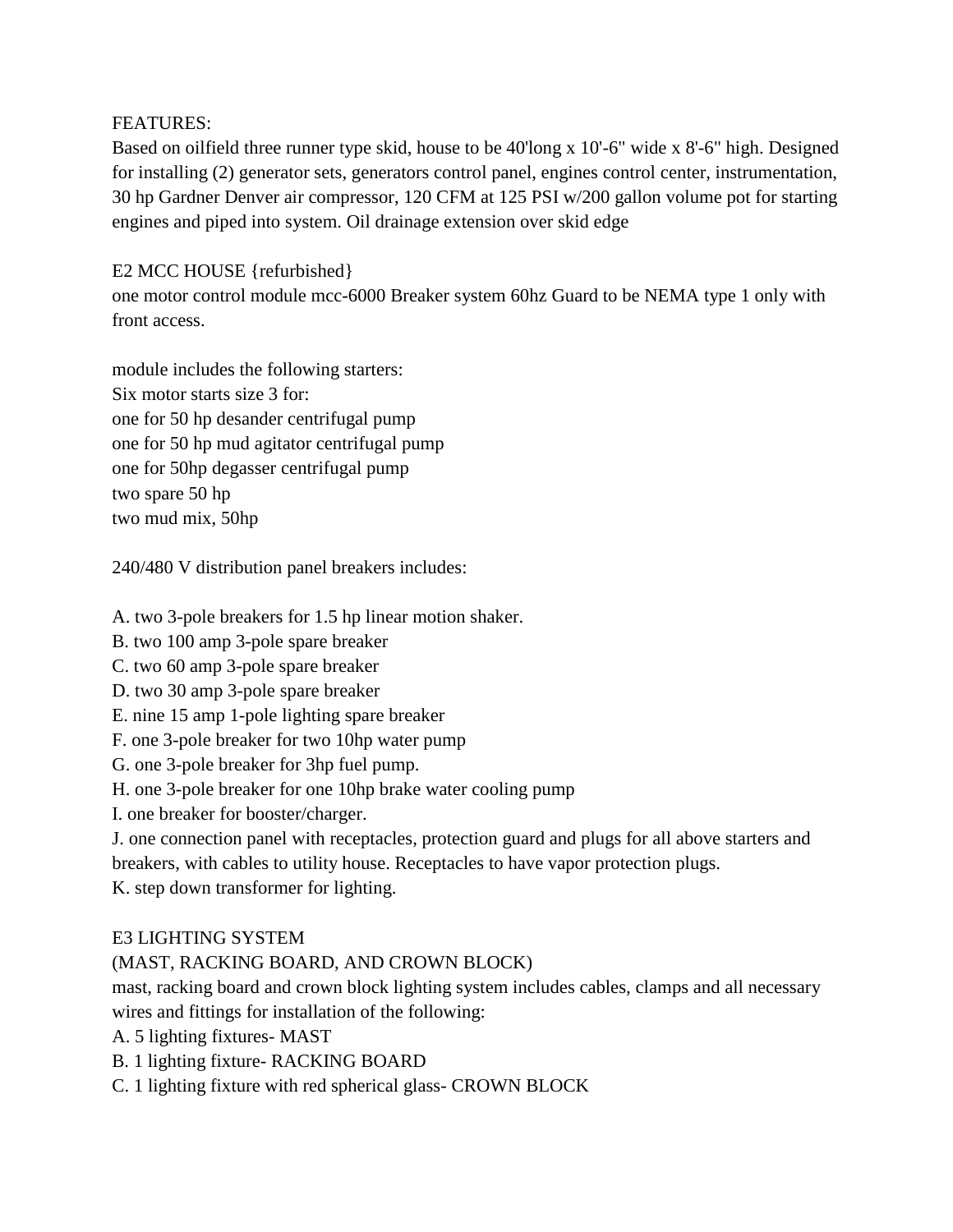FEATURES:
Based on oilfield three runner type skid, house to be 40'long x 10'-6" wide x 8'-6" high. Designed for installing (2) generator sets, generators control panel, engines control center, instrumentation, 30 hp Gardner Denver air compressor, 120 CFM at 125 PSI w/200 gallon volume pot for starting engines and piped into system. Oil drainage extension over skid edge

E2 MCC HOUSE {refurbished}
one motor control module mcc-6000 Breaker system 60hz Guard to be NEMA type 1 only with front access.

module includes the following starters:
Six motor starts size 3 for:
one for 50 hp desander centrifugal pump
one for 50 hp mud agitator centrifugal pump
one for 50hp degasser centrifugal pump
two spare 50 hp
two mud mix, 50hp

240/480 V distribution panel breakers includes:

A. two 3-pole breakers for 1.5 hp linear motion shaker.
B. two 100 amp 3-pole spare breaker
C. two 60 amp 3-pole spare breaker
D. two 30 amp 3-pole spare breaker
E. nine 15 amp 1-pole lighting spare breaker
F. one 3-pole breaker for two 10hp water pump
G. one 3-pole breaker for 3hp fuel pump.
H. one 3-pole breaker for one 10hp brake water cooling pump
I. one breaker for booster/charger.
J. one connection panel with receptacles, protection guard and plugs for all above starters and breakers, with cables to utility house. Receptacles to have vapor protection plugs.
K. step down transformer for lighting.

E3 LIGHTING SYSTEM
(MAST, RACKING BOARD, AND CROWN BLOCK)
mast, racking board and crown block lighting system includes cables, clamps and all necessary wires and fittings for installation of the following:
A. 5 lighting fixtures- MAST
B. 1 lighting fixture- RACKING BOARD
C. 1 lighting fixture with red spherical glass- CROWN BLOCK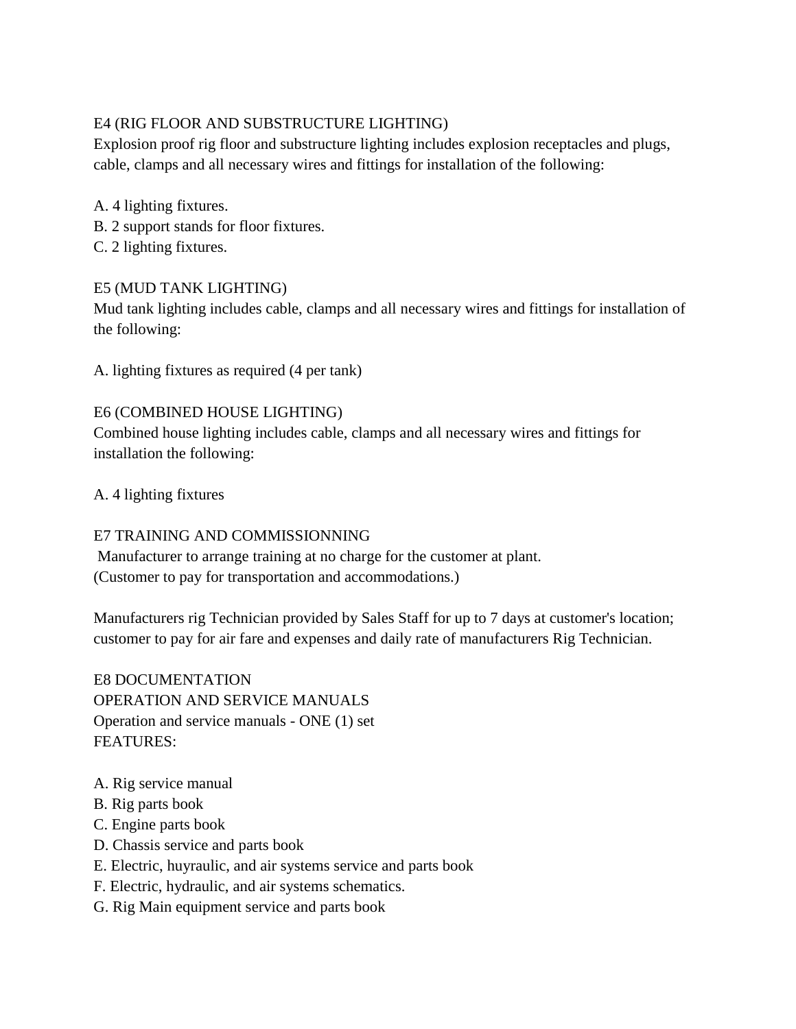E4 (RIG FLOOR AND SUBSTRUCTURE LIGHTING)

Explosion proof rig floor and substructure lighting includes explosion receptacles and plugs, cable, clamps and all necessary wires and fittings for installation of the following:

A. 4 lighting fixtures.
B. 2 support stands for floor fixtures.
C. 2 lighting fixtures.

E5 (MUD TANK LIGHTING)

Mud tank lighting includes cable, clamps and all necessary wires and fittings for installation of the following:

A. lighting fixtures as required (4 per tank)

E6 (COMBINED HOUSE LIGHTING)

Combined house lighting includes cable, clamps and all necessary wires and fittings for installation the following:

A. 4 lighting fixtures

E7 TRAINING AND COMMISSIONNING

Manufacturer to arrange training at no charge for the customer at plant.
(Customer to pay for transportation and accommodations.)

Manufacturers rig Technician provided by Sales Staff for up to 7 days at customer's location; customer to pay for air fare and expenses and daily rate of manufacturers Rig Technician.

E8 DOCUMENTATION

OPERATION AND SERVICE MANUALS

Operation and service manuals - ONE (1) set

FEATURES:

A. Rig service manual
B. Rig parts book
C. Engine parts book
D. Chassis service and parts book
E. Electric, huyraulic, and air systems service and parts book
F. Electric, hydraulic, and air systems schematics.
G. Rig Main equipment service and parts book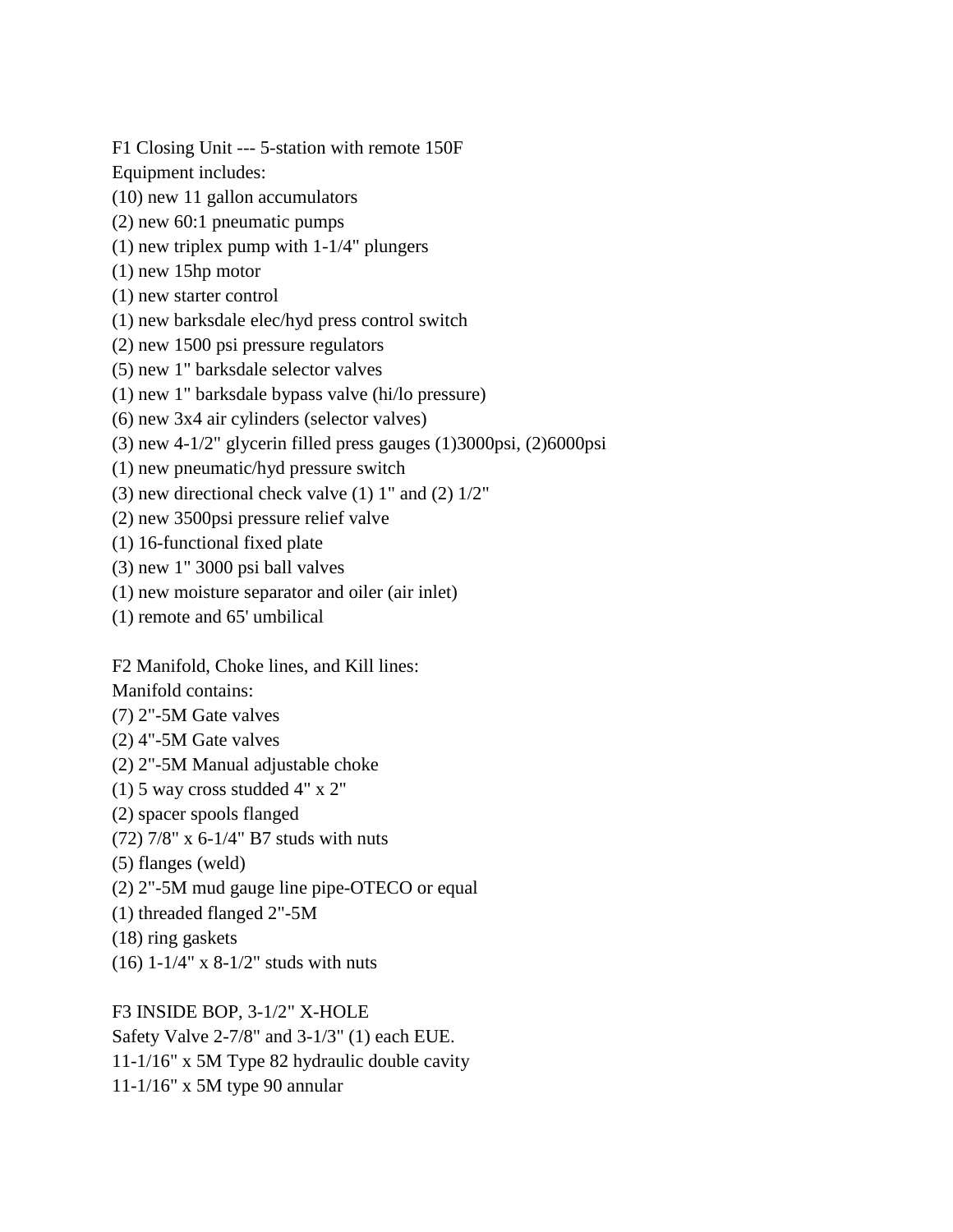F1 Closing Unit --- 5-station with remote 150F

Equipment includes:

(10) new 11 gallon accumulators

(2) new 60:1 pneumatic pumps

(1) new triplex pump with 1-1/4" plungers

(1) new 15hp motor

(1) new starter control

(1) new barksdale elec/hyd press control switch

(2) new 1500 psi pressure regulators

(5) new 1" barksdale selector valves

(1) new 1" barksdale bypass valve (hi/lo pressure)

(6) new 3x4 air cylinders (selector valves)

(3) new 4-1/2" glycerin filled press gauges (1)3000psi, (2)6000psi

(1) new pneumatic/hyd pressure switch

(3) new directional check valve (1) 1" and (2) 1/2"

(2) new 3500psi pressure relief valve

(1) 16-functional fixed plate

(3) new 1" 3000 psi ball valves

(1) new moisture separator and oiler (air inlet)

(1) remote and 65' umbilical

F2 Manifold, Choke lines, and Kill lines:

Manifold contains:

(7) 2"-5M Gate valves

(2) 4"-5M Gate valves

(2) 2"-5M Manual adjustable choke

(1) 5 way cross studded 4" x 2"

(2) spacer spools flanged

(72) 7/8" x 6-1/4" B7 studs with nuts

(5) flanges (weld)

(2) 2"-5M mud gauge line pipe-OTECO or equal

(1) threaded flanged 2"-5M

(18) ring gaskets

(16) 1-1/4" x 8-1/2" studs with nuts

F3 INSIDE BOP, 3-1/2" X-HOLE

Safety Valve 2-7/8" and 3-1/3" (1) each EUE.

11-1/16" x 5M Type 82 hydraulic double cavity

11-1/16" x 5M type 90 annular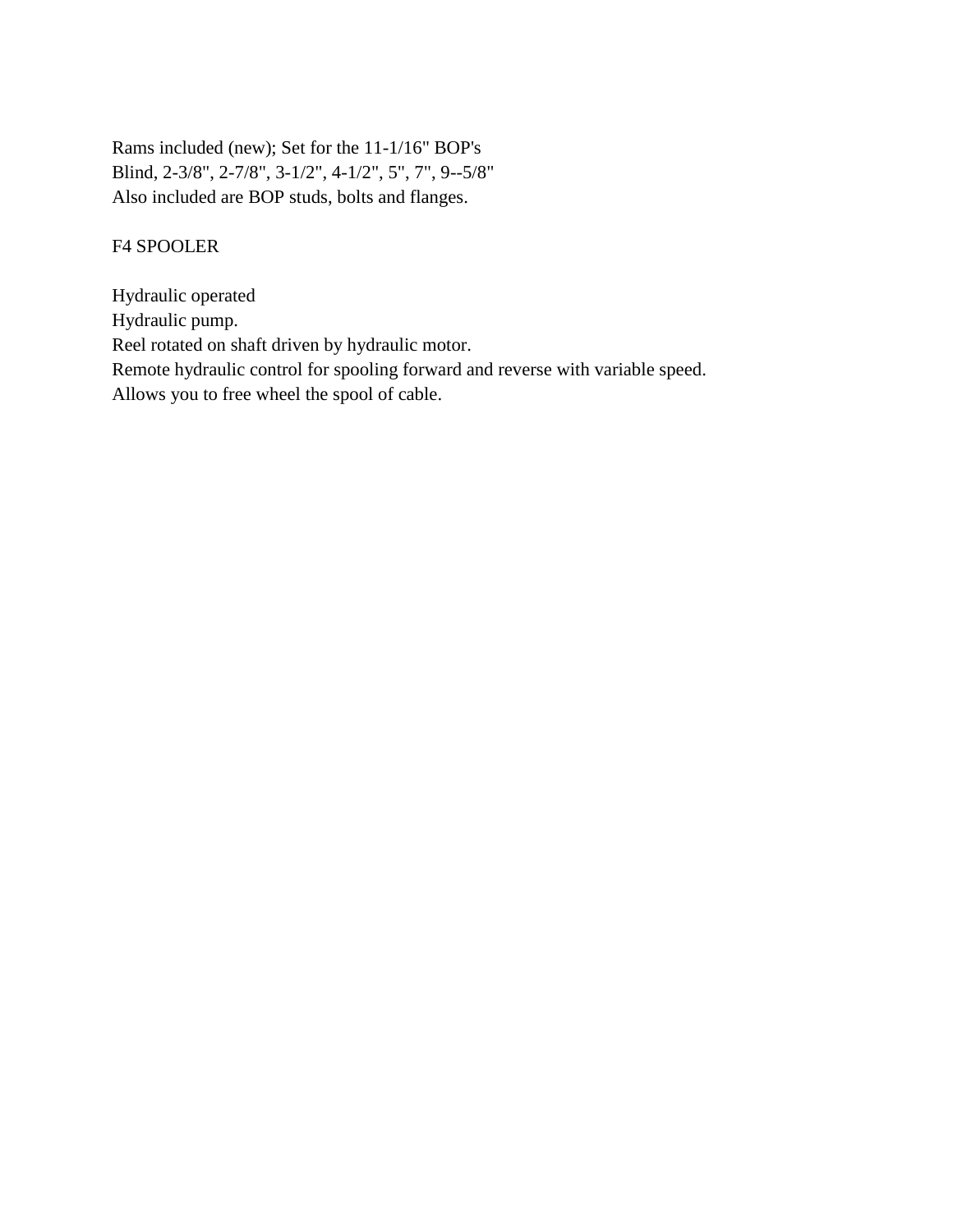Rams included (new); Set for the 11-1/16" BOP's
Blind, 2-3/8", 2-7/8", 3-1/2", 4-1/2", 5", 7", 9--5/8"
Also included are BOP studs, bolts and flanges.

F4 SPOOLER

Hydraulic operated
Hydraulic pump.
Reel rotated on shaft driven by hydraulic motor.
Remote hydraulic control for spooling forward and reverse with variable speed.
Allows you to free wheel the spool of cable.